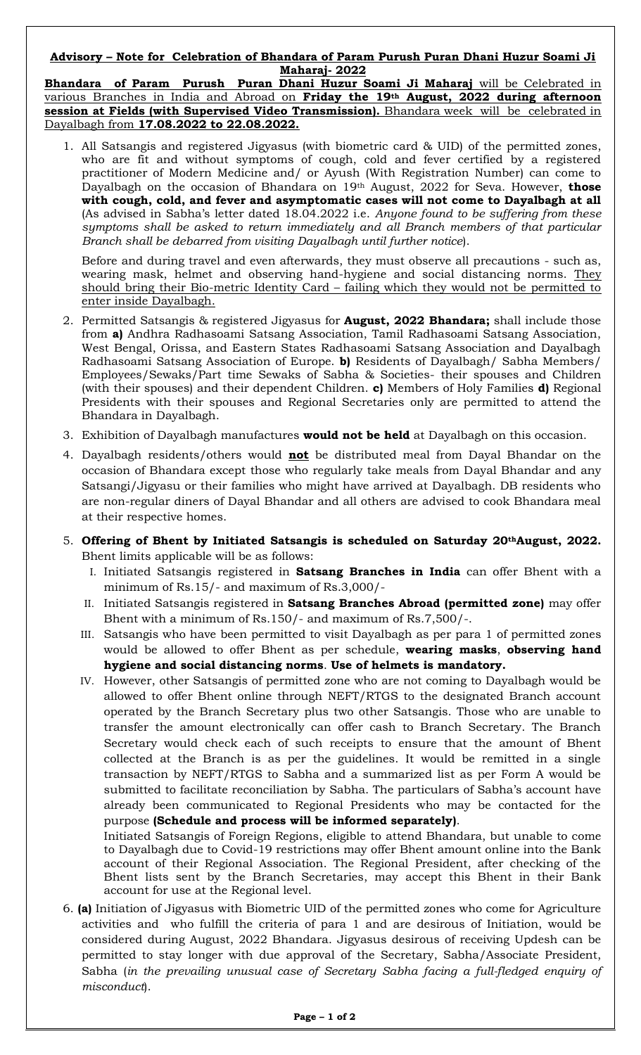## **Advisory – Note for Celebration of Bhandara of Param Purush Puran Dhani Huzur Soami Ji Maharaj- 2022**

**Bhandara of Param Purush Puran Dhani Huzur Soami Ji Maharaj** will be Celebrated in various Branches in India and Abroad on **Friday the 19th August, 2022 during afternoon session at Fields (with Supervised Video Transmission).** Bhandara week will be celebrated in Dayalbagh from **17.08.2022 to 22.08.2022.**

1. All Satsangis and registered Jigyasus (with biometric card & UID) of the permitted zones, who are fit and without symptoms of cough, cold and fever certified by a registered practitioner of Modern Medicine and/ or Ayush (With Registration Number) can come to Dayalbagh on the occasion of Bhandara on 19th August, 2022 for Seva. However, **those with cough, cold, and fever and asymptomatic cases will not come to Dayalbagh at all** (As advised in Sabha's letter dated 18.04.2022 i.e. *Anyone found to be suffering from these symptoms shall be asked to return immediately and all Branch members of that particular Branch shall be debarred from visiting Dayalbagh until further notice*).

   Before and during travel and even afterwards, they must observe all precautions - such as, wearing mask, helmet and observing hand-hygiene and social distancing norms. They should bring their Bio-metric Identity Card – failing which they would not be permitted to enter inside Dayalbagh.

2. Permitted Satsangis & registered Jigyasus for **August, 2022 Bhandara;** shall include those from **a)** Andhra Radhasoami Satsang Association, Tamil Radhasoami Satsang Association, West Bengal, Orissa, and Eastern States Radhasoami Satsang Association and Dayalbagh Radhasoami Satsang Association of Europe. **b)** Residents of Dayalbagh/ Sabha Members/ Employees/Sewaks/Part time Sewaks of Sabha & Societies- their spouses and Children (with their spouses) and their dependent Children. **c)** Members of Holy Families **d)** Regional Presidents with their spouses and Regional Secretaries only are permitted to attend the Bhandara in Dayalbagh.

3. Exhibition of Dayalbagh manufactures **would not be held** at Dayalbagh on this occasion.

4. Dayalbagh residents/others would **not** be distributed meal from Dayal Bhandar on the occasion of Bhandara except those who regularly take meals from Dayal Bhandar and any Satsangi/Jigyasu or their families who might have arrived at Dayalbagh. DB residents who are non-regular diners of Dayal Bhandar and all others are advised to cook Bhandara meal at their respective homes.

5. **Offering of Bhent by Initiated Satsangis is scheduled on Saturday 20th August, 2022.** Bhent limits applicable will be as follows:
   - I. Initiated Satsangis registered in **Satsang Branches in India** can offer Bhent with a minimum of Rs.15/- and maximum of Rs.3,000/-
   - II. Initiated Satsangis registered in **Satsang Branches Abroad (permitted zone)** may offer Bhent with a minimum of Rs.150/- and maximum of Rs.7,500/-.
   - III. Satsangis who have been permitted to visit Dayalbagh as per para 1 of permitted zones would be allowed to offer Bhent as per schedule, **wearing masks**, **observing hand hygiene and social distancing norms**. **Use of helmets is mandatory.**
   - IV. However, other Satsangis of permitted zone who are not coming to Dayalbagh would be allowed to offer Bhent online through NEFT/RTGS to the designated Branch account operated by the Branch Secretary plus two other Satsangis. Those who are unable to transfer the amount electronically can offer cash to Branch Secretary. The Branch Secretary would check each of such receipts to ensure that the amount of Bhent collected at the Branch is as per the guidelines. It would be remitted in a single transaction by NEFT/RTGS to Sabha and a summarized list as per Form A would be submitted to facilitate reconciliation by Sabha. The particulars of Sabha's account have already been communicated to Regional Presidents who may be contacted for the purpose **(Schedule and process will be informed separately)**.

     Initiated Satsangis of Foreign Regions, eligible to attend Bhandara, but unable to come to Dayalbagh due to Covid-19 restrictions may offer Bhent amount online into the Bank account of their Regional Association. The Regional President, after checking of the Bhent lists sent by the Branch Secretaries, may accept this Bhent in their Bank account for use at the Regional level.

6. **(a)** Initiation of Jigyasus with Biometric UID of the permitted zones who come for Agriculture activities and who fulfill the criteria of para 1 and are desirous of Initiation, would be considered during August, 2022 Bhandara. Jigyasus desirous of receiving Updesh can be permitted to stay longer with due approval of the Secretary, Sabha/Associate President, Sabha (*in the prevailing unusual case of Secretary Sabha facing a full-fledged enquiry of misconduct*).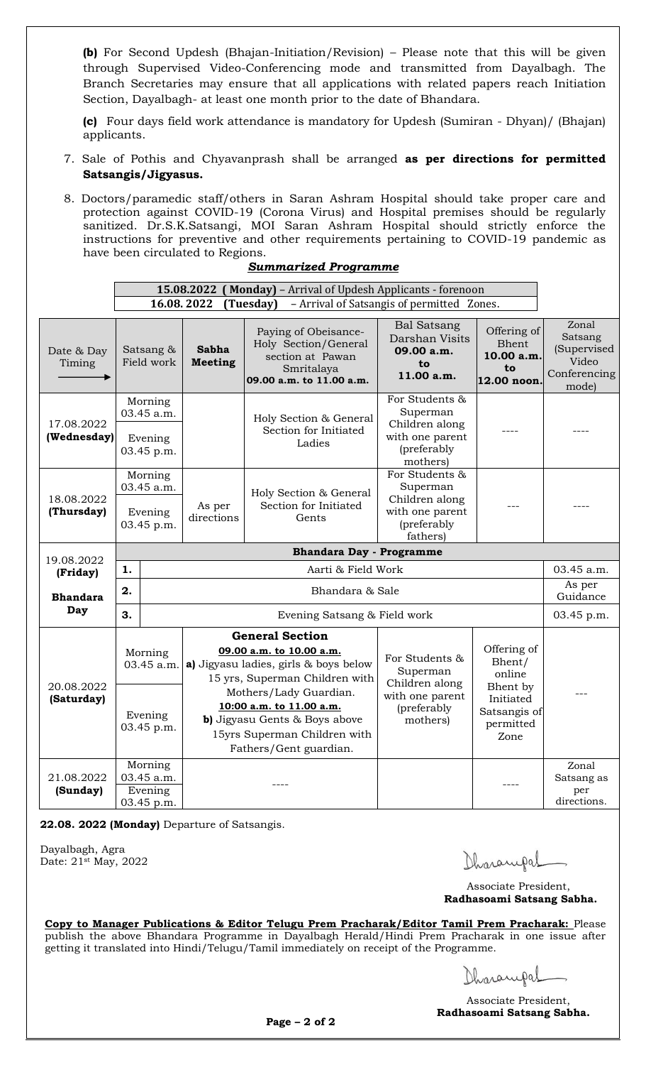**(b)** For Second Updesh (Bhajan-Initiation/Revision) – Please note that this will be given through Supervised Video-Conferencing mode and transmitted from Dayalbagh. The Branch Secretaries may ensure that all applications with related papers reach Initiation Section, Dayalbagh- at least one month prior to the date of Bhandara.

**(c)** Four days field work attendance is mandatory for Updesh (Sumiran - Dhyan)/ (Bhajan) applicants.

7. Sale of Pothis and Chyavanprash shall be arranged **as per directions for permitted Satsangis/Jigyasus.**

8. Doctors/paramedic staff/others in Saran Ashram Hospital should take proper care and protection against COVID-19 (Corona Virus) and Hospital premises should be regularly sanitized. Dr.S.K.Satsangi, MOI Saran Ashram Hospital should strictly enforce the instructions for preventive and other requirements pertaining to COVID-19 pandemic as have been circulated to Regions.

***Summarized Programme***

**15.08.2022 ( Monday)** – Arrival of Updesh Applicants - forenoon

**16.08. 2022 (Tuesday)** – Arrival of Satsangis of permitted Zones.

| Date & Day Timing → | Satsang & Field work | **Sabha Meeting** | Paying of Obeisance- Holy Section/General section at Pawan Smritalaya **09.00 a.m. to 11.00 a.m.** | Bal Satsang Darshan Visits **09.00 a.m. to 11.00 a.m.** | Offering of Bhent **10.00 a.m. to 12.00 noon.** | Zonal Satsang (Supervised Video Conferencing mode) |
|---|---|---|---|---|---|---|
| 17.08.2022 **(Wednesday)** | Morning 03.45 a.m.<br>Evening 03.45 p.m. | | Holy Section & General Section for Initiated Ladies | For Students & Superman Children along with one parent (preferably mothers) | ---- | ---- |
| 18.08.2022 **(Thursday)** | Morning 03.45 a.m.<br>Evening 03.45 p.m. | As per directions | Holy Section & General Section for Initiated Gents | For Students & Superman Children along with one parent (preferably fathers) | --- | ---- |
| 19.08.2022 **(Friday)** **Bhandara Day** | **Bhandara Day - Programme** | | | | | |
| | **1.** | Aarti & Field Work | | | | 03.45 a.m. |
| | **2.** | Bhandara & Sale | | | | As per Guidance |
| | **3.** | Evening Satsang & Field work | | | | 03.45 p.m. |
| 20.08.2022 **(Saturday)** | Morning 03.45 a.m.<br>Evening 03.45 p.m. | **General Section** **09.00 a.m. to 10.00 a.m.** **a)** Jigyasu ladies, girls & boys below 15 yrs, Superman Children with Mothers/Lady Guardian. **10:00 a.m. to 11.00 a.m.** **b)** Jigyasu Gents & Boys above 15yrs Superman Children with Fathers/Gent guardian. | | For Students & Superman Children along with one parent (preferably mothers) | Offering of Bhent/ online Bhent by Initiated Satsangis of permitted Zone | --- |
| 21.08.2022 **(Sunday)** | Morning 03.45 a.m.<br>Evening 03.45 p.m. | ---- | | | ---- | Zonal Satsang as per directions. |

**22.08. 2022 (Monday)** Departure of Satsangis.

Dayalbagh, Agra
Date: 21st May, 2022

Dharampal

Associate President,
**Radhasoami Satsang Sabha.**

**Copy to Manager Publications & Editor Telugu Prem Pracharak/Editor Tamil Prem Pracharak:** Please publish the above Bhandara Programme in Dayalbagh Herald/Hindi Prem Pracharak in one issue after getting it translated into Hindi/Telugu/Tamil immediately on receipt of the Programme.

Dharampal

Associate President,
**Radhasoami Satsang Sabha.**